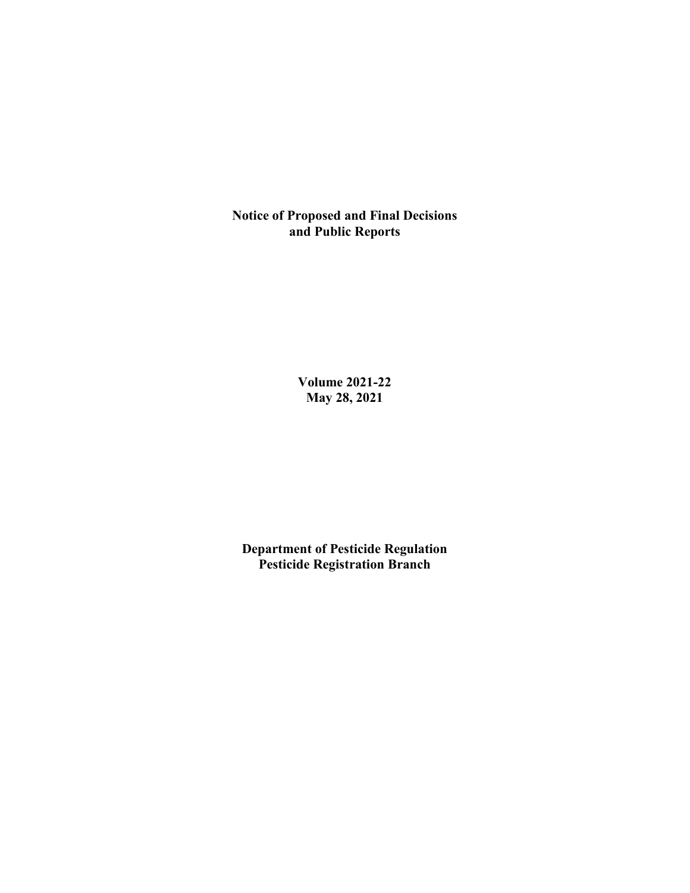# Notice of Proposed and Final Decisions and Public Reports

**Volume 2021-22**
**May 28, 2021**

**Department of Pesticide Regulation**
**Pesticide Registration Branch**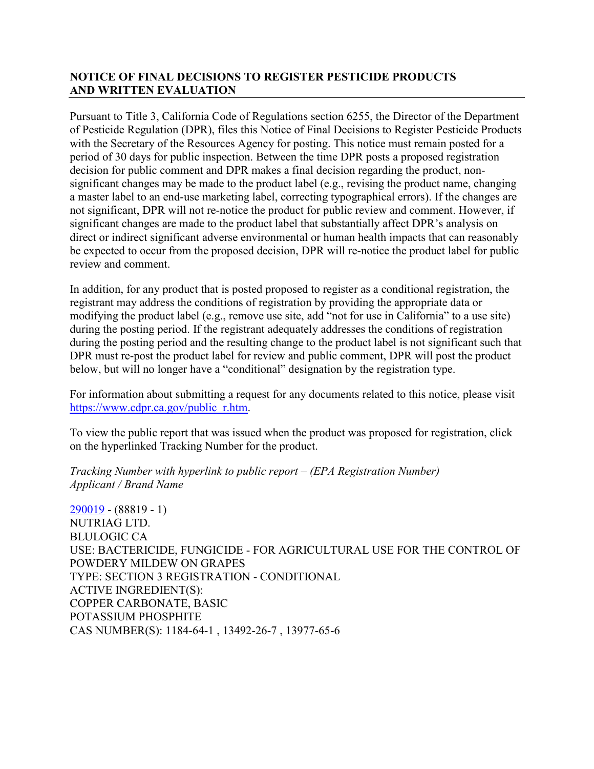**NOTICE OF FINAL DECISIONS TO REGISTER PESTICIDE PRODUCTS AND WRITTEN EVALUATION**

Pursuant to Title 3, California Code of Regulations section 6255, the Director of the Department of Pesticide Regulation (DPR), files this Notice of Final Decisions to Register Pesticide Products with the Secretary of the Resources Agency for posting. This notice must remain posted for a period of 30 days for public inspection. Between the time DPR posts a proposed registration decision for public comment and DPR makes a final decision regarding the product, non-significant changes may be made to the product label (e.g., revising the product name, changing a master label to an end-use marketing label, correcting typographical errors). If the changes are not significant, DPR will not re-notice the product for public review and comment. However, if significant changes are made to the product label that substantially affect DPR's analysis on direct or indirect significant adverse environmental or human health impacts that can reasonably be expected to occur from the proposed decision, DPR will re-notice the product label for public review and comment.

In addition, for any product that is posted proposed to register as a conditional registration, the registrant may address the conditions of registration by providing the appropriate data or modifying the product label (e.g., remove use site, add "not for use in California" to a use site) during the posting period. If the registrant adequately addresses the conditions of registration during the posting period and the resulting change to the product label is not significant such that DPR must re-post the product label for review and public comment, DPR will post the product below, but will no longer have a "conditional" designation by the registration type.

For information about submitting a request for any documents related to this notice, please visit https://www.cdpr.ca.gov/public_r.htm.

To view the public report that was issued when the product was proposed for registration, click on the hyperlinked Tracking Number for the product.

*Tracking Number with hyperlink to public report – (EPA Registration Number)*
*Applicant / Brand Name*

290019 - (88819 - 1)
NUTRIAG LTD.
BLULOGIC CA
USE: BACTERICIDE, FUNGICIDE - FOR AGRICULTURAL USE FOR THE CONTROL OF POWDERY MILDEW ON GRAPES
TYPE: SECTION 3 REGISTRATION - CONDITIONAL
ACTIVE INGREDIENT(S):
COPPER CARBONATE, BASIC
POTASSIUM PHOSPHITE
CAS NUMBER(S): 1184-64-1 , 13492-26-7 , 13977-65-6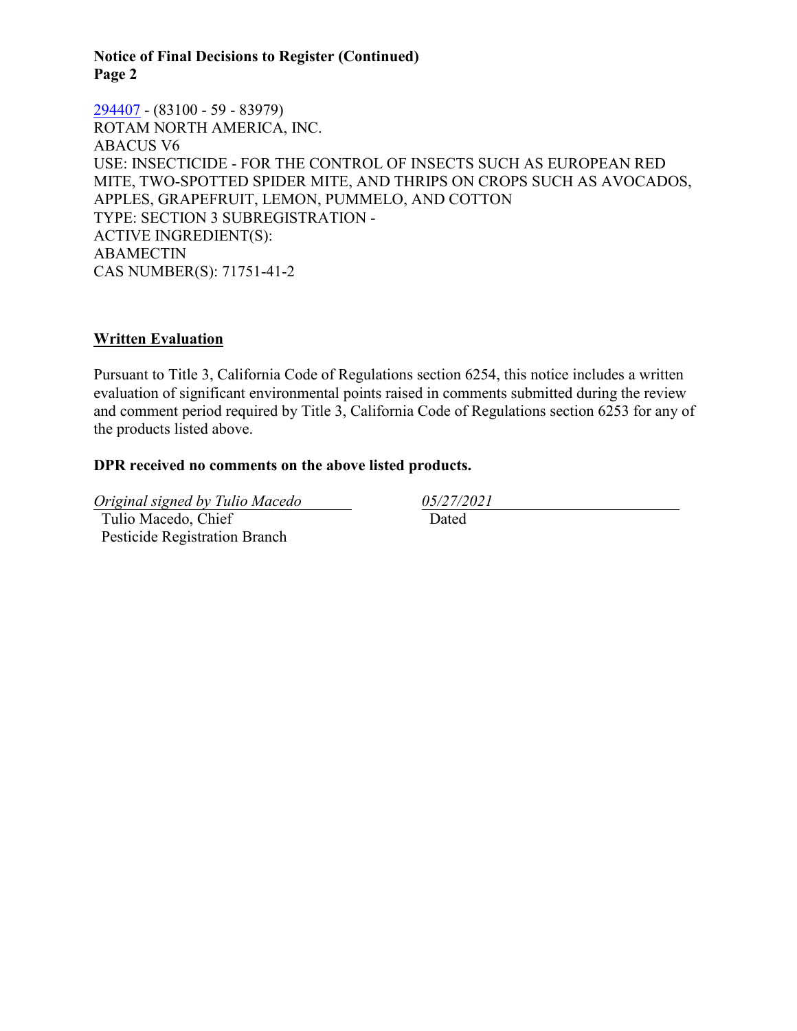294407 - (83100 - 59 - 83979)
ROTAM NORTH AMERICA, INC.
ABACUS V6
USE: INSECTICIDE - FOR THE CONTROL OF INSECTS SUCH AS EUROPEAN RED MITE, TWO-SPOTTED SPIDER MITE, AND THRIPS ON CROPS SUCH AS AVOCADOS, APPLES, GRAPEFRUIT, LEMON, PUMMELO, AND COTTON
TYPE: SECTION 3 SUBREGISTRATION -
ACTIVE INGREDIENT(S):
ABAMECTIN
CAS NUMBER(S): 71751-41-2

## Written Evaluation

Pursuant to Title 3, California Code of Regulations section 6254, this notice includes a written evaluation of significant environmental points raised in comments submitted during the review and comment period required by Title 3, California Code of Regulations section 6253 for any of the products listed above.

**DPR received no comments on the above listed products.**

*Original signed by Tulio Macedo*
Tulio Macedo, Chief
Pesticide Registration Branch

*05/27/2021*
Dated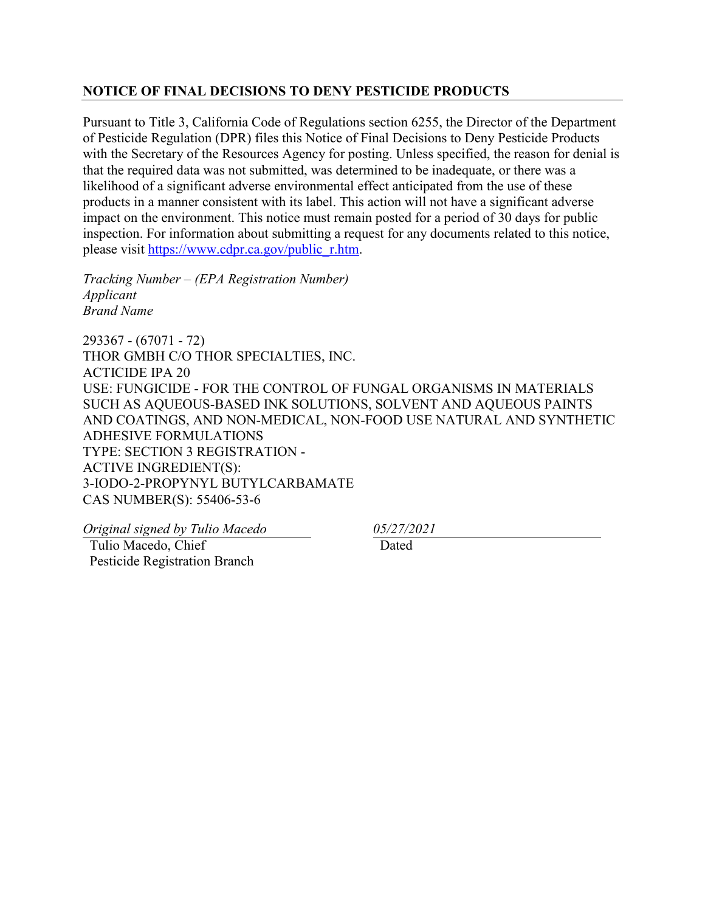## NOTICE OF FINAL DECISIONS TO DENY PESTICIDE PRODUCTS

Pursuant to Title 3, California Code of Regulations section 6255, the Director of the Department of Pesticide Regulation (DPR) files this Notice of Final Decisions to Deny Pesticide Products with the Secretary of the Resources Agency for posting. Unless specified, the reason for denial is that the required data was not submitted, was determined to be inadequate, or there was a likelihood of a significant adverse environmental effect anticipated from the use of these products in a manner consistent with its label. This action will not have a significant adverse impact on the environment. This notice must remain posted for a period of 30 days for public inspection. For information about submitting a request for any documents related to this notice, please visit https://www.cdpr.ca.gov/public_r.htm.

*Tracking Number – (EPA Registration Number)*
*Applicant*
*Brand Name*

293367 - (67071 - 72)
THOR GMBH C/O THOR SPECIALTIES, INC.
ACTICIDE IPA 20
USE: FUNGICIDE - FOR THE CONTROL OF FUNGAL ORGANISMS IN MATERIALS SUCH AS AQUEOUS-BASED INK SOLUTIONS, SOLVENT AND AQUEOUS PAINTS AND COATINGS, AND NON-MEDICAL, NON-FOOD USE NATURAL AND SYNTHETIC ADHESIVE FORMULATIONS
TYPE: SECTION 3 REGISTRATION -
ACTIVE INGREDIENT(S):
3-IODO-2-PROPYNYL BUTYLCARBAMATE
CAS NUMBER(S): 55406-53-6

*Original signed by Tulio Macedo*
Tulio Macedo, Chief
Pesticide Registration Branch

*05/27/2021*
Dated